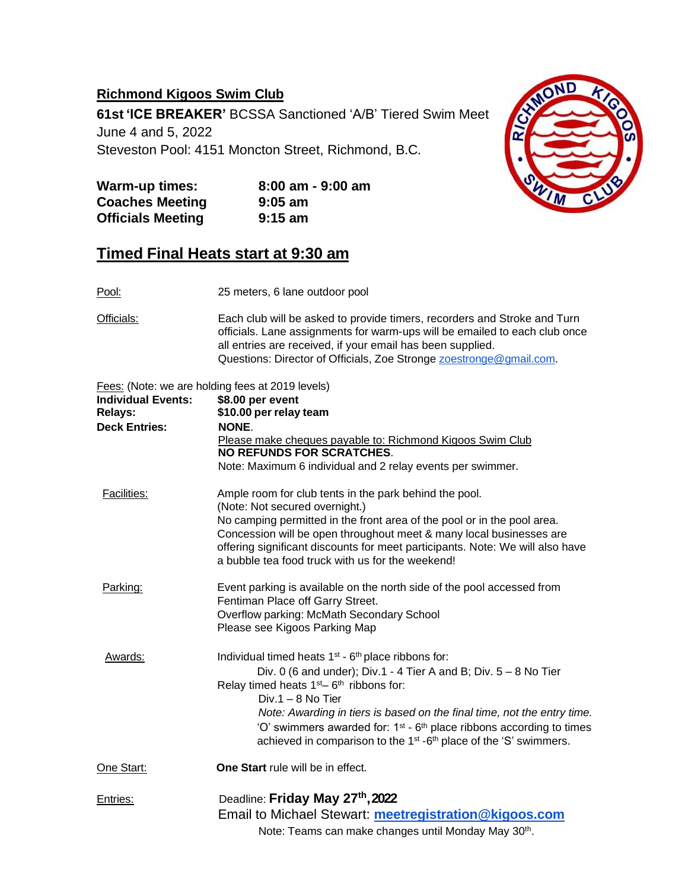**Richmond Kigoos Swim Club**

**61st 'ICE BREAKER'** BCSSA Sanctioned 'A/B' Tiered Swim Meet
June 4 and 5, 2022
Steveston Pool: 4151 Moncton Street, Richmond, B.C.

| | |
|---|---|
| **Warm-up times:** | **8:00 am - 9:00 am** |
| **Coaches Meeting** | **9:05 am** |
| **Officials Meeting** | **9:15 am** |

## Timed Final Heats start at 9:30 am

Pool: 25 meters, 6 lane outdoor pool

Officials: Each club will be asked to provide timers, recorders and Stroke and Turn officials. Lane assignments for warm-ups will be emailed to each club once all entries are received, if your email has been supplied.
Questions: Director of Officials, Zoe Stronge zoestronge@gmail.com.

Fees: (Note: we are holding fees at 2019 levels)

**Individual Events:** **$8.00 per event**
**Relays:** **$10.00 per relay team**
**Deck Entries:** **NONE**.
Please make cheques payable to: Richmond Kigoos Swim Club
**NO REFUNDS FOR SCRATCHES**.
Note: Maximum 6 individual and 2 relay events per swimmer.

Facilities: Ample room for club tents in the park behind the pool.
(Note: Not secured overnight.)
No camping permitted in the front area of the pool or in the pool area.
Concession will be open throughout meet & many local businesses are offering significant discounts for meet participants. Note: We will also have a bubble tea food truck with us for the weekend!

Parking: Event parking is available on the north side of the pool accessed from Fentiman Place off Garry Street.
Overflow parking: McMath Secondary School
Please see Kigoos Parking Map

Awards: Individual timed heats 1st - 6th place ribbons for:
Div. 0 (6 and under); Div.1 - 4 Tier A and B; Div. 5 – 8 No Tier
Relay timed heats 1st– 6th ribbons for:
Div.1 – 8 No Tier
*Note: Awarding in tiers is based on the final time, not the entry time.*
'O' swimmers awarded for: 1st - 6th place ribbons according to times achieved in comparison to the 1st -6th place of the 'S' swimmers.

One Start: **One Start** rule will be in effect.

Entries: Deadline: **Friday May 27th, 2022**
Email to Michael Stewart: **meetregistration@kigoos.com**
Note: Teams can make changes until Monday May 30th.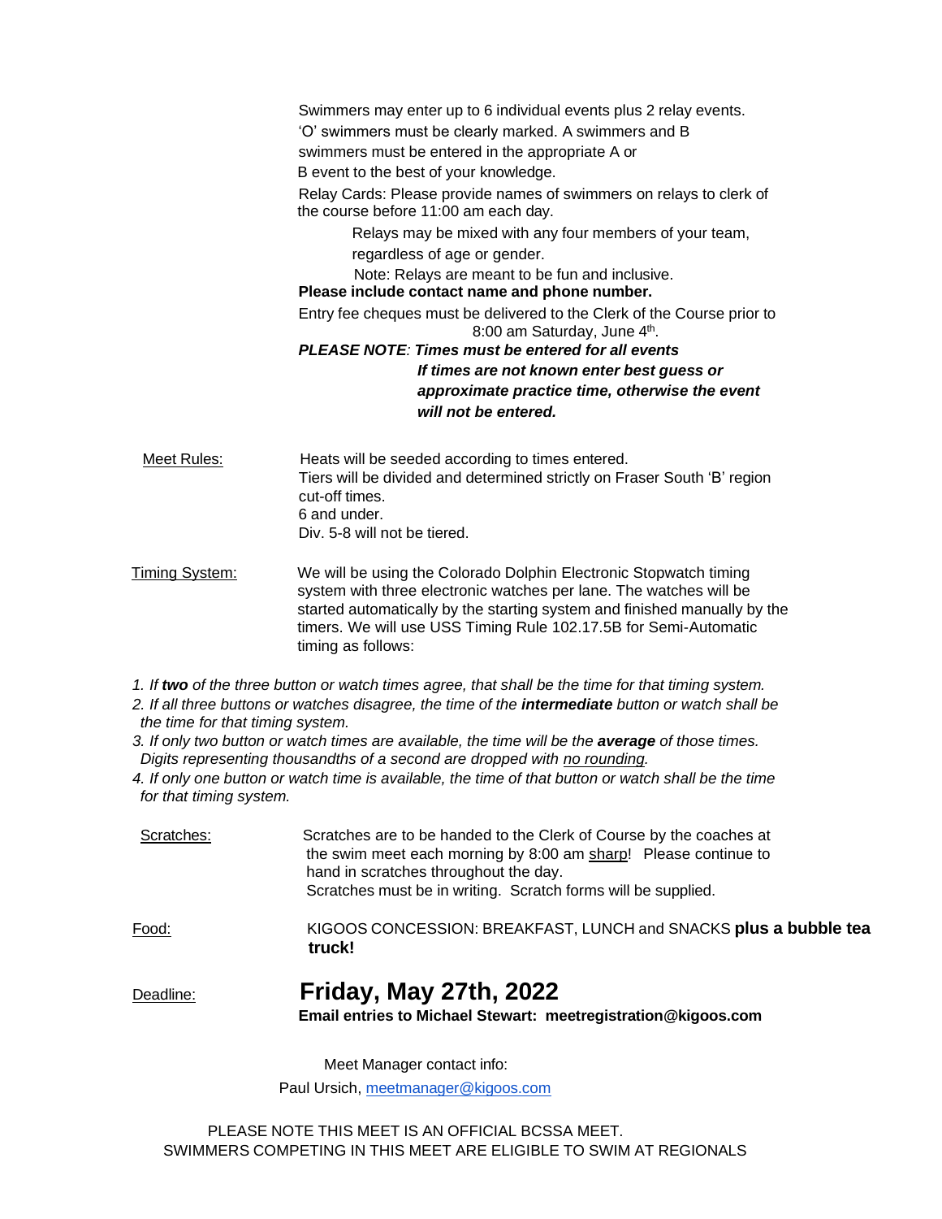Swimmers may enter up to 6 individual events plus 2 relay events. 'O' swimmers must be clearly marked. A swimmers and B swimmers must be entered in the appropriate A or B event to the best of your knowledge.

Relay Cards: Please provide names of swimmers on relays to clerk of the course before 11:00 am each day.

Relays may be mixed with any four members of your team, regardless of age or gender.

Note: Relays are meant to be fun and inclusive.

**Please include contact name and phone number.**

Entry fee cheques must be delivered to the Clerk of the Course prior to 8:00 am Saturday, June 4th.

***PLEASE NOTE**: Times must be entered for all events*
***If times are not known enter best guess or approximate practice time, otherwise the event will not be entered.***

Meet Rules: Heats will be seeded according to times entered. Tiers will be divided and determined strictly on Fraser South 'B' region cut-off times.
6 and under.
Div. 5-8 will not be tiered.

Timing System: We will be using the Colorado Dolphin Electronic Stopwatch timing system with three electronic watches per lane. The watches will be started automatically by the starting system and finished manually by the timers. We will use USS Timing Rule 102.17.5B for Semi-Automatic timing as follows:

1. *If **two** of the three button or watch times agree, that shall be the time for that timing system.*
2. *If all three buttons or watches disagree, the time of the **intermediate** button or watch shall be the time for that timing system.*
3. *If only two button or watch times are available, the time will be the **average** of those times. Digits representing thousandths of a second are dropped with no rounding.*
4. *If only one button or watch time is available, the time of that button or watch shall be the time for that timing system.*

Scratches: Scratches are to be handed to the Clerk of Course by the coaches at the swim meet each morning by 8:00 am sharp! Please continue to hand in scratches throughout the day.
Scratches must be in writing. Scratch forms will be supplied.

Food: KIGOOS CONCESSION: BREAKFAST, LUNCH and SNACKS **plus a bubble tea truck!**

Deadline: **Friday, May 27th, 2022**
**Email entries to Michael Stewart: meetregistration@kigoos.com**

Meet Manager contact info:
Paul Ursich, meetmanager@kigoos.com

PLEASE NOTE THIS MEET IS AN OFFICIAL BCSSA MEET.
SWIMMERS COMPETING IN THIS MEET ARE ELIGIBLE TO SWIM AT REGIONALS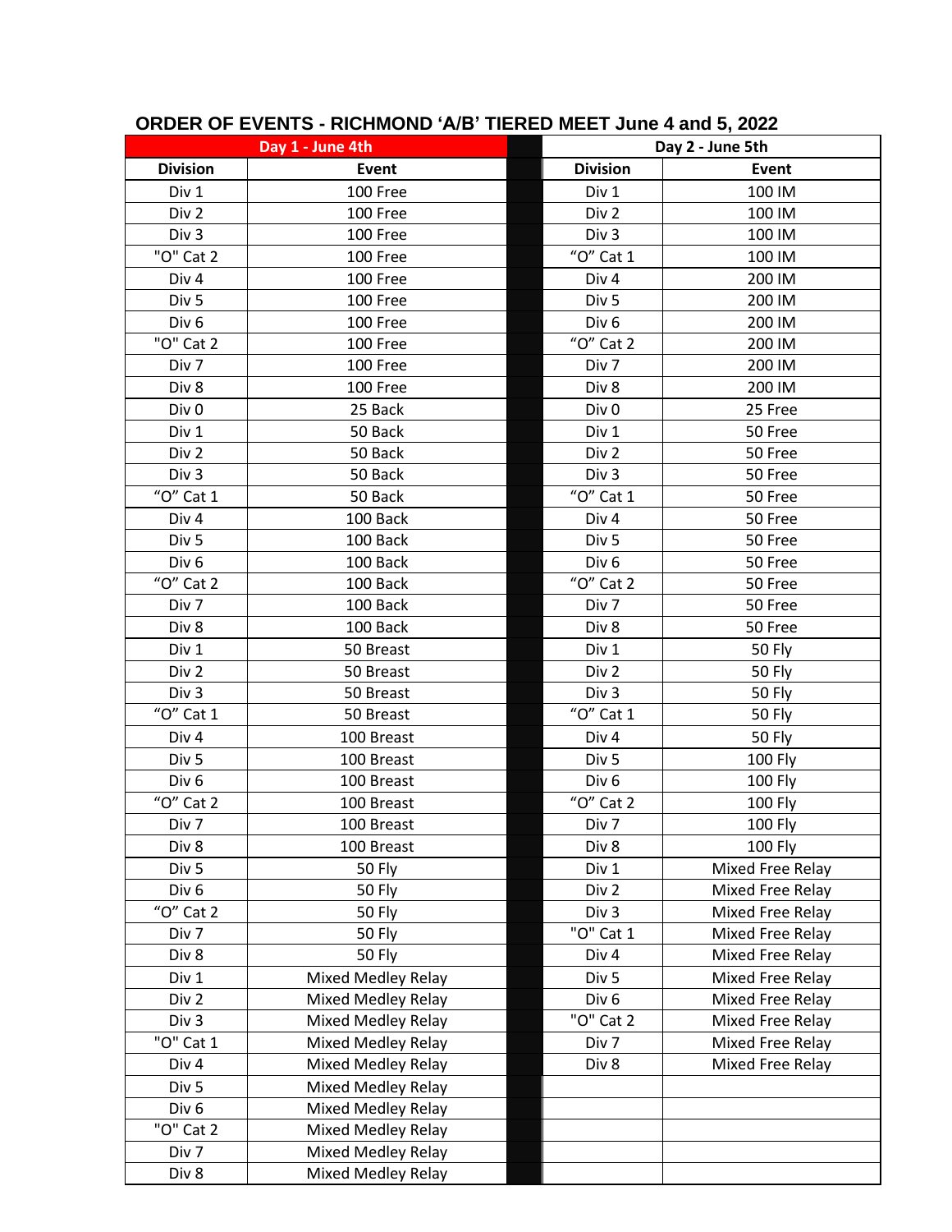## ORDER OF EVENTS - RICHMOND ‘A/B’ TIERED MEET June 4 and 5, 2022

| Day 1 - June 4th | | | Day 2 - June 5th | |
|---|---|---|---|---|
| **Division** | **Event** | | **Division** | **Event** |
| Div 1 | 100 Free | | Div 1 | 100 IM |
| Div 2 | 100 Free | | Div 2 | 100 IM |
| Div 3 | 100 Free | | Div 3 | 100 IM |
| "O" Cat 2 | 100 Free | | “O” Cat 1 | 100 IM |
| Div 4 | 100 Free | | Div 4 | 200 IM |
| Div 5 | 100 Free | | Div 5 | 200 IM |
| Div 6 | 100 Free | | Div 6 | 200 IM |
| "O" Cat 2 | 100 Free | | “O” Cat 2 | 200 IM |
| Div 7 | 100 Free | | Div 7 | 200 IM |
| Div 8 | 100 Free | | Div 8 | 200 IM |
| Div 0 | 25 Back | | Div 0 | 25 Free |
| Div 1 | 50 Back | | Div 1 | 50 Free |
| Div 2 | 50 Back | | Div 2 | 50 Free |
| Div 3 | 50 Back | | Div 3 | 50 Free |
| “O” Cat 1 | 50 Back | | “O” Cat 1 | 50 Free |
| Div 4 | 100 Back | | Div 4 | 50 Free |
| Div 5 | 100 Back | | Div 5 | 50 Free |
| Div 6 | 100 Back | | Div 6 | 50 Free |
| “O” Cat 2 | 100 Back | | “O” Cat 2 | 50 Free |
| Div 7 | 100 Back | | Div 7 | 50 Free |
| Div 8 | 100 Back | | Div 8 | 50 Free |
| Div 1 | 50 Breast | | Div 1 | 50 Fly |
| Div 2 | 50 Breast | | Div 2 | 50 Fly |
| Div 3 | 50 Breast | | Div 3 | 50 Fly |
| “O” Cat 1 | 50 Breast | | “O” Cat 1 | 50 Fly |
| Div 4 | 100 Breast | | Div 4 | 50 Fly |
| Div 5 | 100 Breast | | Div 5 | 100 Fly |
| Div 6 | 100 Breast | | Div 6 | 100 Fly |
| “O” Cat 2 | 100 Breast | | “O” Cat 2 | 100 Fly |
| Div 7 | 100 Breast | | Div 7 | 100 Fly |
| Div 8 | 100 Breast | | Div 8 | 100 Fly |
| Div 5 | 50 Fly | | Div 1 | Mixed Free Relay |
| Div 6 | 50 Fly | | Div 2 | Mixed Free Relay |
| “O” Cat 2 | 50 Fly | | Div 3 | Mixed Free Relay |
| Div 7 | 50 Fly | | "O" Cat 1 | Mixed Free Relay |
| Div 8 | 50 Fly | | Div 4 | Mixed Free Relay |
| Div 1 | Mixed Medley Relay | | Div 5 | Mixed Free Relay |
| Div 2 | Mixed Medley Relay | | Div 6 | Mixed Free Relay |
| Div 3 | Mixed Medley Relay | | "O" Cat 2 | Mixed Free Relay |
| "O" Cat 1 | Mixed Medley Relay | | Div 7 | Mixed Free Relay |
| Div 4 | Mixed Medley Relay | | Div 8 | Mixed Free Relay |
| Div 5 | Mixed Medley Relay | | | |
| Div 6 | Mixed Medley Relay | | | |
| "O" Cat 2 | Mixed Medley Relay | | | |
| Div 7 | Mixed Medley Relay | | | |
| Div 8 | Mixed Medley Relay | | | |